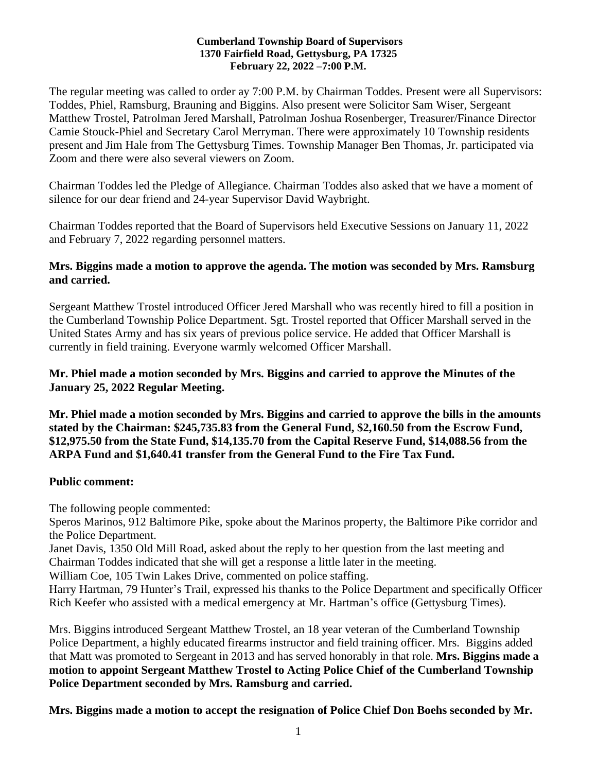**Cumberland Township Board of Supervisors**
**1370 Fairfield Road, Gettysburg, PA 17325**
**February 22, 2022 –7:00 P.M.**

The regular meeting was called to order ay 7:00 P.M. by Chairman Toddes. Present were all Supervisors: Toddes, Phiel, Ramsburg, Brauning and Biggins. Also present were Solicitor Sam Wiser, Sergeant Matthew Trostel, Patrolman Jered Marshall, Patrolman Joshua Rosenberger, Treasurer/Finance Director Camie Stouck-Phiel and Secretary Carol Merryman. There were approximately 10 Township residents present and Jim Hale from The Gettysburg Times. Township Manager Ben Thomas, Jr. participated via Zoom and there were also several viewers on Zoom.

Chairman Toddes led the Pledge of Allegiance. Chairman Toddes also asked that we have a moment of silence for our dear friend and 24-year Supervisor David Waybright.

Chairman Toddes reported that the Board of Supervisors held Executive Sessions on January 11, 2022 and February 7, 2022 regarding personnel matters.

**Mrs. Biggins made a motion to approve the agenda. The motion was seconded by Mrs. Ramsburg and carried.**

Sergeant Matthew Trostel introduced Officer Jered Marshall who was recently hired to fill a position in the Cumberland Township Police Department. Sgt. Trostel reported that Officer Marshall served in the United States Army and has six years of previous police service. He added that Officer Marshall is currently in field training. Everyone warmly welcomed Officer Marshall.

**Mr. Phiel made a motion seconded by Mrs. Biggins and carried to approve the Minutes of the January 25, 2022 Regular Meeting.**

**Mr. Phiel made a motion seconded by Mrs. Biggins and carried to approve the bills in the amounts stated by the Chairman: $245,735.83 from the General Fund, $2,160.50 from the Escrow Fund, $12,975.50 from the State Fund, $14,135.70 from the Capital Reserve Fund, $14,088.56 from the ARPA Fund and $1,640.41 transfer from the General Fund to the Fire Tax Fund.**

**Public comment:**

The following people commented:
Speros Marinos, 912 Baltimore Pike, spoke about the Marinos property, the Baltimore Pike corridor and the Police Department.
Janet Davis, 1350 Old Mill Road, asked about the reply to her question from the last meeting and Chairman Toddes indicated that she will get a response a little later in the meeting.
William Coe, 105 Twin Lakes Drive, commented on police staffing.
Harry Hartman, 79 Hunter's Trail, expressed his thanks to the Police Department and specifically Officer Rich Keefer who assisted with a medical emergency at Mr. Hartman's office (Gettysburg Times).

Mrs. Biggins introduced Sergeant Matthew Trostel, an 18 year veteran of the Cumberland Township Police Department, a highly educated firearms instructor and field training officer. Mrs. Biggins added that Matt was promoted to Sergeant in 2013 and has served honorably in that role. **Mrs. Biggins made a motion to appoint Sergeant Matthew Trostel to Acting Police Chief of the Cumberland Township Police Department seconded by Mrs. Ramsburg and carried.**

**Mrs. Biggins made a motion to accept the resignation of Police Chief Don Boehs seconded by Mr.**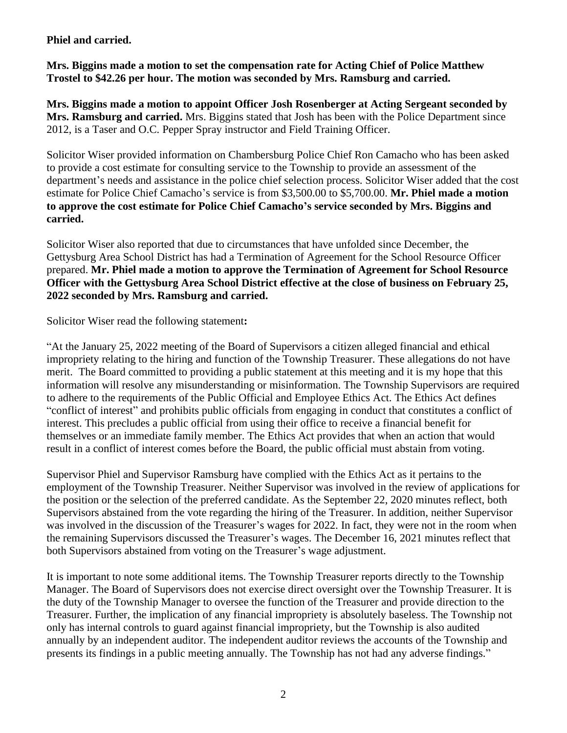**Phiel and carried.**

**Mrs. Biggins made a motion to set the compensation rate for Acting Chief of Police Matthew Trostel to $42.26 per hour. The motion was seconded by Mrs. Ramsburg and carried.**

**Mrs. Biggins made a motion to appoint Officer Josh Rosenberger at Acting Sergeant seconded by Mrs. Ramsburg and carried.** Mrs. Biggins stated that Josh has been with the Police Department since 2012, is a Taser and O.C. Pepper Spray instructor and Field Training Officer.

Solicitor Wiser provided information on Chambersburg Police Chief Ron Camacho who has been asked to provide a cost estimate for consulting service to the Township to provide an assessment of the department's needs and assistance in the police chief selection process. Solicitor Wiser added that the cost estimate for Police Chief Camacho's service is from $3,500.00 to $5,700.00. **Mr. Phiel made a motion to approve the cost estimate for Police Chief Camacho's service seconded by Mrs. Biggins and carried.**

Solicitor Wiser also reported that due to circumstances that have unfolded since December, the Gettysburg Area School District has had a Termination of Agreement for the School Resource Officer prepared. **Mr. Phiel made a motion to approve the Termination of Agreement for School Resource Officer with the Gettysburg Area School District effective at the close of business on February 25, 2022 seconded by Mrs. Ramsburg and carried.**

Solicitor Wiser read the following statement**:**

"At the January 25, 2022 meeting of the Board of Supervisors a citizen alleged financial and ethical impropriety relating to the hiring and function of the Township Treasurer. These allegations do not have merit. The Board committed to providing a public statement at this meeting and it is my hope that this information will resolve any misunderstanding or misinformation. The Township Supervisors are required to adhere to the requirements of the Public Official and Employee Ethics Act. The Ethics Act defines "conflict of interest" and prohibits public officials from engaging in conduct that constitutes a conflict of interest. This precludes a public official from using their office to receive a financial benefit for themselves or an immediate family member. The Ethics Act provides that when an action that would result in a conflict of interest comes before the Board, the public official must abstain from voting.

Supervisor Phiel and Supervisor Ramsburg have complied with the Ethics Act as it pertains to the employment of the Township Treasurer. Neither Supervisor was involved in the review of applications for the position or the selection of the preferred candidate. As the September 22, 2020 minutes reflect, both Supervisors abstained from the vote regarding the hiring of the Treasurer. In addition, neither Supervisor was involved in the discussion of the Treasurer's wages for 2022. In fact, they were not in the room when the remaining Supervisors discussed the Treasurer's wages. The December 16, 2021 minutes reflect that both Supervisors abstained from voting on the Treasurer's wage adjustment.

It is important to note some additional items. The Township Treasurer reports directly to the Township Manager. The Board of Supervisors does not exercise direct oversight over the Township Treasurer. It is the duty of the Township Manager to oversee the function of the Treasurer and provide direction to the Treasurer. Further, the implication of any financial impropriety is absolutely baseless. The Township not only has internal controls to guard against financial impropriety, but the Township is also audited annually by an independent auditor. The independent auditor reviews the accounts of the Township and presents its findings in a public meeting annually. The Township has not had any adverse findings."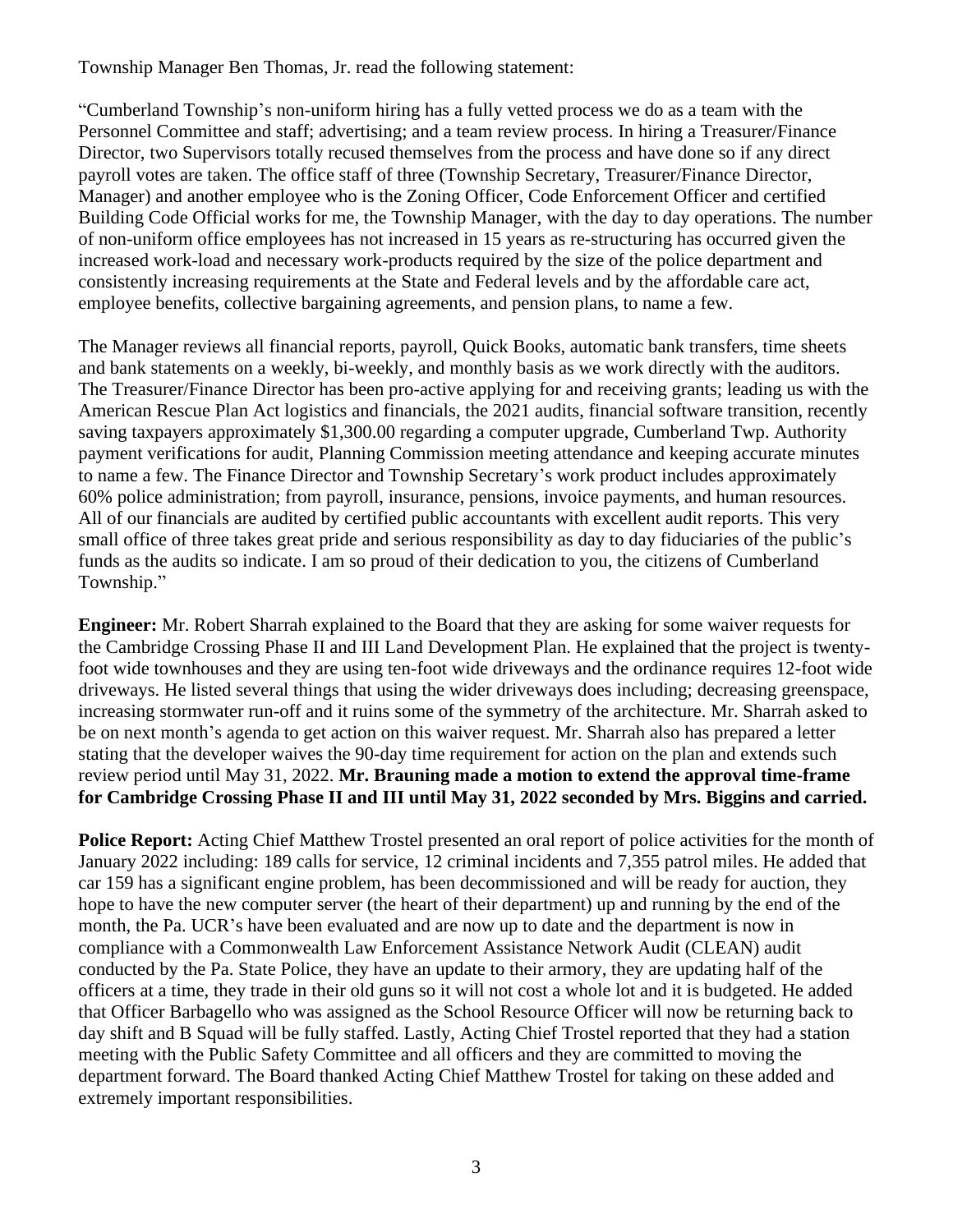Township Manager Ben Thomas, Jr. read the following statement:

"Cumberland Township's non-uniform hiring has a fully vetted process we do as a team with the Personnel Committee and staff; advertising; and a team review process. In hiring a Treasurer/Finance Director, two Supervisors totally recused themselves from the process and have done so if any direct payroll votes are taken. The office staff of three (Township Secretary, Treasurer/Finance Director, Manager) and another employee who is the Zoning Officer, Code Enforcement Officer and certified Building Code Official works for me, the Township Manager, with the day to day operations. The number of non-uniform office employees has not increased in 15 years as re-structuring has occurred given the increased work-load and necessary work-products required by the size of the police department and consistently increasing requirements at the State and Federal levels and by the affordable care act, employee benefits, collective bargaining agreements, and pension plans, to name a few.

The Manager reviews all financial reports, payroll, Quick Books, automatic bank transfers, time sheets and bank statements on a weekly, bi-weekly, and monthly basis as we work directly with the auditors. The Treasurer/Finance Director has been pro-active applying for and receiving grants; leading us with the American Rescue Plan Act logistics and financials, the 2021 audits, financial software transition, recently saving taxpayers approximately $1,300.00 regarding a computer upgrade, Cumberland Twp. Authority payment verifications for audit, Planning Commission meeting attendance and keeping accurate minutes to name a few. The Finance Director and Township Secretary's work product includes approximately 60% police administration; from payroll, insurance, pensions, invoice payments, and human resources. All of our financials are audited by certified public accountants with excellent audit reports. This very small office of three takes great pride and serious responsibility as day to day fiduciaries of the public's funds as the audits so indicate. I am so proud of their dedication to you, the citizens of Cumberland Township."

**Engineer:** Mr. Robert Sharrah explained to the Board that they are asking for some waiver requests for the Cambridge Crossing Phase II and III Land Development Plan. He explained that the project is twenty-foot wide townhouses and they are using ten-foot wide driveways and the ordinance requires 12-foot wide driveways. He listed several things that using the wider driveways does including; decreasing greenspace, increasing stormwater run-off and it ruins some of the symmetry of the architecture. Mr. Sharrah asked to be on next month's agenda to get action on this waiver request. Mr. Sharrah also has prepared a letter stating that the developer waives the 90-day time requirement for action on the plan and extends such review period until May 31, 2022. **Mr. Brauning made a motion to extend the approval time-frame for Cambridge Crossing Phase II and III until May 31, 2022 seconded by Mrs. Biggins and carried.**

**Police Report:** Acting Chief Matthew Trostel presented an oral report of police activities for the month of January 2022 including: 189 calls for service, 12 criminal incidents and 7,355 patrol miles. He added that car 159 has a significant engine problem, has been decommissioned and will be ready for auction, they hope to have the new computer server (the heart of their department) up and running by the end of the month, the Pa. UCR's have been evaluated and are now up to date and the department is now in compliance with a Commonwealth Law Enforcement Assistance Network Audit (CLEAN) audit conducted by the Pa. State Police, they have an update to their armory, they are updating half of the officers at a time, they trade in their old guns so it will not cost a whole lot and it is budgeted. He added that Officer Barbagello who was assigned as the School Resource Officer will now be returning back to day shift and B Squad will be fully staffed. Lastly, Acting Chief Trostel reported that they had a station meeting with the Public Safety Committee and all officers and they are committed to moving the department forward. The Board thanked Acting Chief Matthew Trostel for taking on these added and extremely important responsibilities.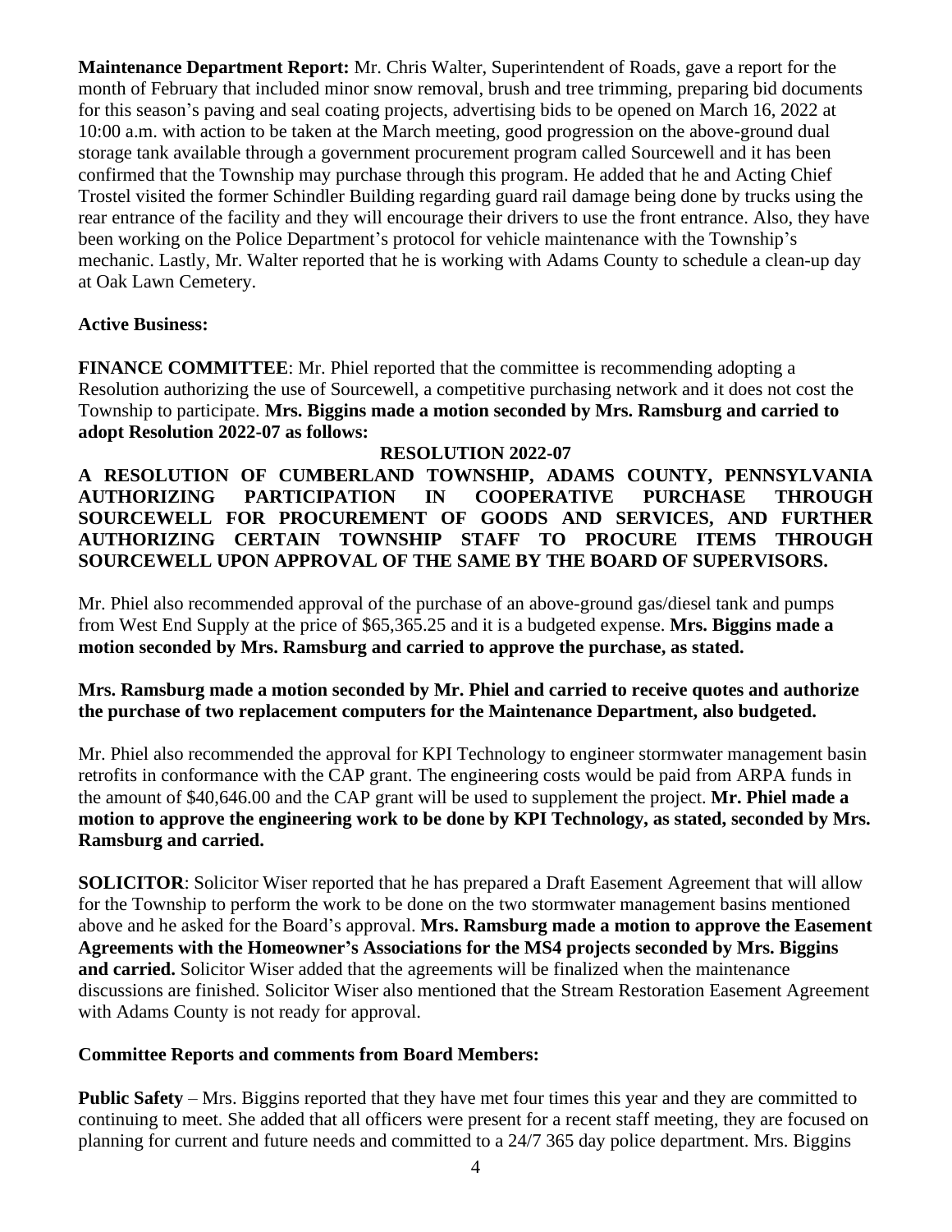**Maintenance Department Report:** Mr. Chris Walter, Superintendent of Roads, gave a report for the month of February that included minor snow removal, brush and tree trimming, preparing bid documents for this season's paving and seal coating projects, advertising bids to be opened on March 16, 2022 at 10:00 a.m. with action to be taken at the March meeting, good progression on the above-ground dual storage tank available through a government procurement program called Sourcewell and it has been confirmed that the Township may purchase through this program. He added that he and Acting Chief Trostel visited the former Schindler Building regarding guard rail damage being done by trucks using the rear entrance of the facility and they will encourage their drivers to use the front entrance. Also, they have been working on the Police Department's protocol for vehicle maintenance with the Township's mechanic. Lastly, Mr. Walter reported that he is working with Adams County to schedule a clean-up day at Oak Lawn Cemetery.

**Active Business:**

**FINANCE COMMITTEE**: Mr. Phiel reported that the committee is recommending adopting a Resolution authorizing the use of Sourcewell, a competitive purchasing network and it does not cost the Township to participate. **Mrs. Biggins made a motion seconded by Mrs. Ramsburg and carried to adopt Resolution 2022-07 as follows:**

**RESOLUTION 2022-07**

**A RESOLUTION OF CUMBERLAND TOWNSHIP, ADAMS COUNTY, PENNSYLVANIA AUTHORIZING PARTICIPATION IN COOPERATIVE PURCHASE THROUGH SOURCEWELL FOR PROCUREMENT OF GOODS AND SERVICES, AND FURTHER AUTHORIZING CERTAIN TOWNSHIP STAFF TO PROCURE ITEMS THROUGH SOURCEWELL UPON APPROVAL OF THE SAME BY THE BOARD OF SUPERVISORS.**

Mr. Phiel also recommended approval of the purchase of an above-ground gas/diesel tank and pumps from West End Supply at the price of $65,365.25 and it is a budgeted expense. **Mrs. Biggins made a motion seconded by Mrs. Ramsburg and carried to approve the purchase, as stated.**

**Mrs. Ramsburg made a motion seconded by Mr. Phiel and carried to receive quotes and authorize the purchase of two replacement computers for the Maintenance Department, also budgeted.**

Mr. Phiel also recommended the approval for KPI Technology to engineer stormwater management basin retrofits in conformance with the CAP grant. The engineering costs would be paid from ARPA funds in the amount of $40,646.00 and the CAP grant will be used to supplement the project. **Mr. Phiel made a motion to approve the engineering work to be done by KPI Technology, as stated, seconded by Mrs. Ramsburg and carried.**

**SOLICITOR**: Solicitor Wiser reported that he has prepared a Draft Easement Agreement that will allow for the Township to perform the work to be done on the two stormwater management basins mentioned above and he asked for the Board's approval. **Mrs. Ramsburg made a motion to approve the Easement Agreements with the Homeowner's Associations for the MS4 projects seconded by Mrs. Biggins and carried.** Solicitor Wiser added that the agreements will be finalized when the maintenance discussions are finished. Solicitor Wiser also mentioned that the Stream Restoration Easement Agreement with Adams County is not ready for approval.

**Committee Reports and comments from Board Members:**

**Public Safety** – Mrs. Biggins reported that they have met four times this year and they are committed to continuing to meet. She added that all officers were present for a recent staff meeting, they are focused on planning for current and future needs and committed to a 24/7 365 day police department. Mrs. Biggins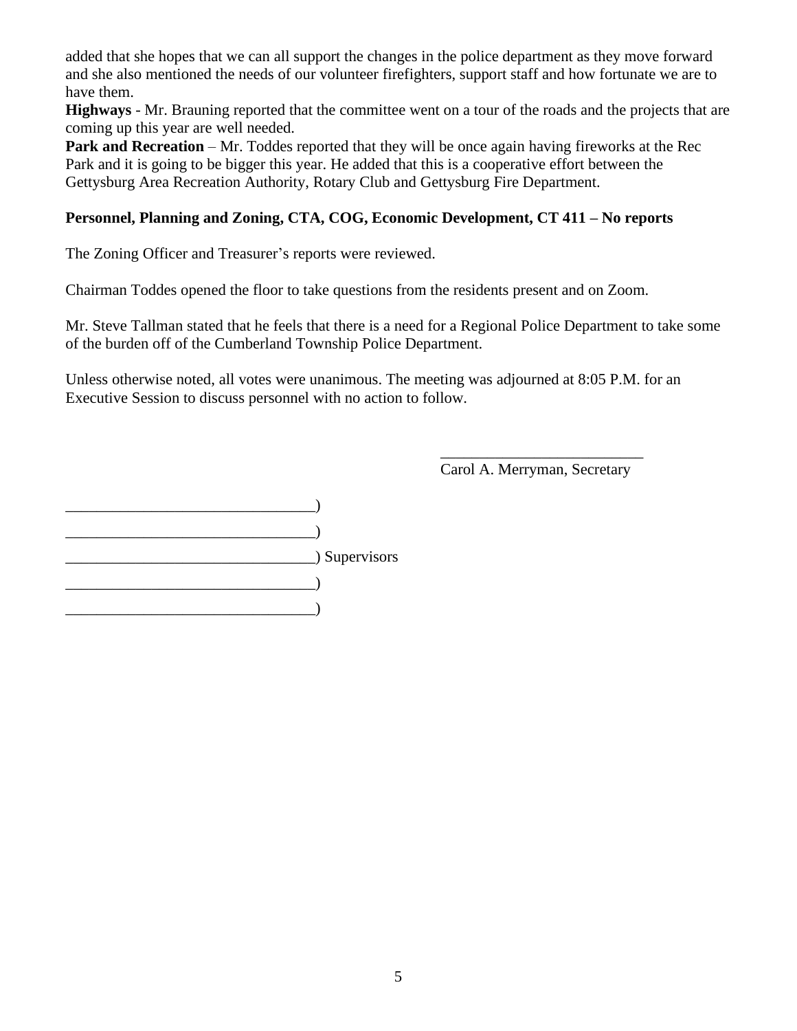added that she hopes that we can all support the changes in the police department as they move forward and she also mentioned the needs of our volunteer firefighters, support staff and how fortunate we are to have them.

**Highways** - Mr. Brauning reported that the committee went on a tour of the roads and the projects that are coming up this year are well needed.

**Park and Recreation** – Mr. Toddes reported that they will be once again having fireworks at the Rec Park and it is going to be bigger this year. He added that this is a cooperative effort between the Gettysburg Area Recreation Authority, Rotary Club and Gettysburg Fire Department.

**Personnel, Planning and Zoning, CTA, COG, Economic Development, CT 411 – No reports**

The Zoning Officer and Treasurer's reports were reviewed.

Chairman Toddes opened the floor to take questions from the residents present and on Zoom.

Mr. Steve Tallman stated that he feels that there is a need for a Regional Police Department to take some of the burden off of the Cumberland Township Police Department.

Unless otherwise noted, all votes were unanimous. The meeting was adjourned at 8:05 P.M. for an Executive Session to discuss personnel with no action to follow.

\_\_\_\_\_\_\_\_\_\_\_\_\_\_\_\_\_\_\_\_\_\_\_\_\_\_
Carol A. Merryman, Secretary

\_\_\_\_\_\_\_\_\_\_\_\_\_\_\_\_\_\_\_\_\_\_\_\_\_\_\_\_\_\_\_\_)
\_\_\_\_\_\_\_\_\_\_\_\_\_\_\_\_\_\_\_\_\_\_\_\_\_\_\_\_\_\_\_\_)
\_\_\_\_\_\_\_\_\_\_\_\_\_\_\_\_\_\_\_\_\_\_\_\_\_\_\_\_\_\_\_\_) Supervisors
\_\_\_\_\_\_\_\_\_\_\_\_\_\_\_\_\_\_\_\_\_\_\_\_\_\_\_\_\_\_\_\_)
\_\_\_\_\_\_\_\_\_\_\_\_\_\_\_\_\_\_\_\_\_\_\_\_\_\_\_\_\_\_\_\_)